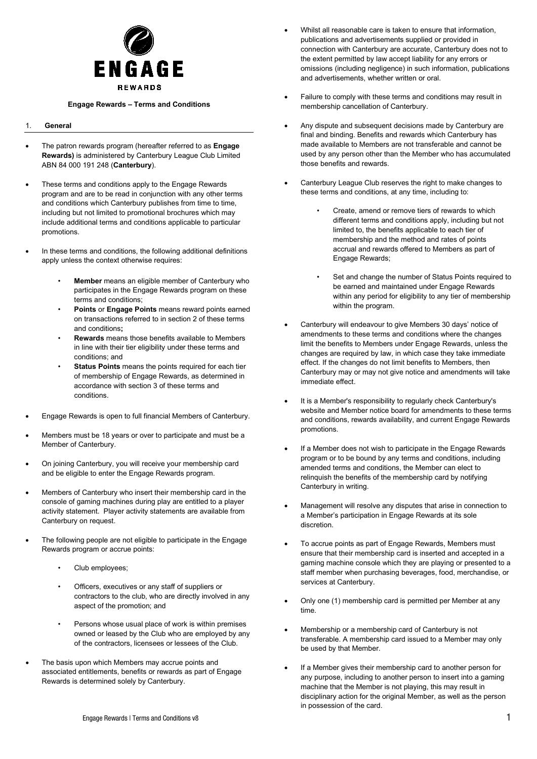# ENGAGE

REWARDS

**Engage Rewards – Terms and Conditions**

## 1. General

- The patron rewards program (hereafter referred to as **Engage Rewards)** is administered by Canterbury League Club Limited ABN 84 000 191 248 (**Canterbury**).
- These terms and conditions apply to the Engage Rewards program and are to be read in conjunction with any other terms and conditions which Canterbury publishes from time to time, including but not limited to promotional brochures which may include additional terms and conditions applicable to particular promotions.
- In these terms and conditions, the following additional definitions apply unless the context otherwise requires:
  - **Member** means an eligible member of Canterbury who participates in the Engage Rewards program on these terms and conditions;
  - **Points** or **Engage Points** means reward points earned on transactions referred to in section 2 of these terms and conditions**;**
  - **Rewards** means those benefits available to Members in line with their tier eligibility under these terms and conditions; and
  - **Status Points** means the points required for each tier of membership of Engage Rewards, as determined in accordance with section 3 of these terms and conditions.
- Engage Rewards is open to full financial Members of Canterbury.
- Members must be 18 years or over to participate and must be a Member of Canterbury.
- On joining Canterbury, you will receive your membership card and be eligible to enter the Engage Rewards program.
- Members of Canterbury who insert their membership card in the console of gaming machines during play are entitled to a player activity statement. Player activity statements are available from Canterbury on request.
- The following people are not eligible to participate in the Engage Rewards program or accrue points:
  - Club employees;
  - Officers, executives or any staff of suppliers or contractors to the club, who are directly involved in any aspect of the promotion; and
  - Persons whose usual place of work is within premises owned or leased by the Club who are employed by any of the contractors, licensees or lessees of the Club.
- The basis upon which Members may accrue points and associated entitlements, benefits or rewards as part of Engage Rewards is determined solely by Canterbury.
- Whilst all reasonable care is taken to ensure that information, publications and advertisements supplied or provided in connection with Canterbury are accurate, Canterbury does not to the extent permitted by law accept liability for any errors or omissions (including negligence) in such information, publications and advertisements, whether written or oral.
- Failure to comply with these terms and conditions may result in membership cancellation of Canterbury.
- Any dispute and subsequent decisions made by Canterbury are final and binding. Benefits and rewards which Canterbury has made available to Members are not transferable and cannot be used by any person other than the Member who has accumulated those benefits and rewards.
- Canterbury League Club reserves the right to make changes to these terms and conditions, at any time, including to:
  - Create, amend or remove tiers of rewards to which different terms and conditions apply, including but not limited to, the benefits applicable to each tier of membership and the method and rates of points accrual and rewards offered to Members as part of Engage Rewards;
  - Set and change the number of Status Points required to be earned and maintained under Engage Rewards within any period for eligibility to any tier of membership within the program.
- Canterbury will endeavour to give Members 30 days' notice of amendments to these terms and conditions where the changes limit the benefits to Members under Engage Rewards, unless the changes are required by law, in which case they take immediate effect. If the changes do not limit benefits to Members, then Canterbury may or may not give notice and amendments will take immediate effect.
- It is a Member's responsibility to regularly check Canterbury's website and Member notice board for amendments to these terms and conditions, rewards availability, and current Engage Rewards promotions.
- If a Member does not wish to participate in the Engage Rewards program or to be bound by any terms and conditions, including amended terms and conditions, the Member can elect to relinquish the benefits of the membership card by notifying Canterbury in writing.
- Management will resolve any disputes that arise in connection to a Member's participation in Engage Rewards at its sole discretion.
- To accrue points as part of Engage Rewards, Members must ensure that their membership card is inserted and accepted in a gaming machine console which they are playing or presented to a staff member when purchasing beverages, food, merchandise, or services at Canterbury.
- Only one (1) membership card is permitted per Member at any time.
- Membership or a membership card of Canterbury is not transferable. A membership card issued to a Member may only be used by that Member.
- If a Member gives their membership card to another person for any purpose, including to another person to insert into a gaming machine that the Member is not playing, this may result in disciplinary action for the original Member, as well as the person in possession of the card.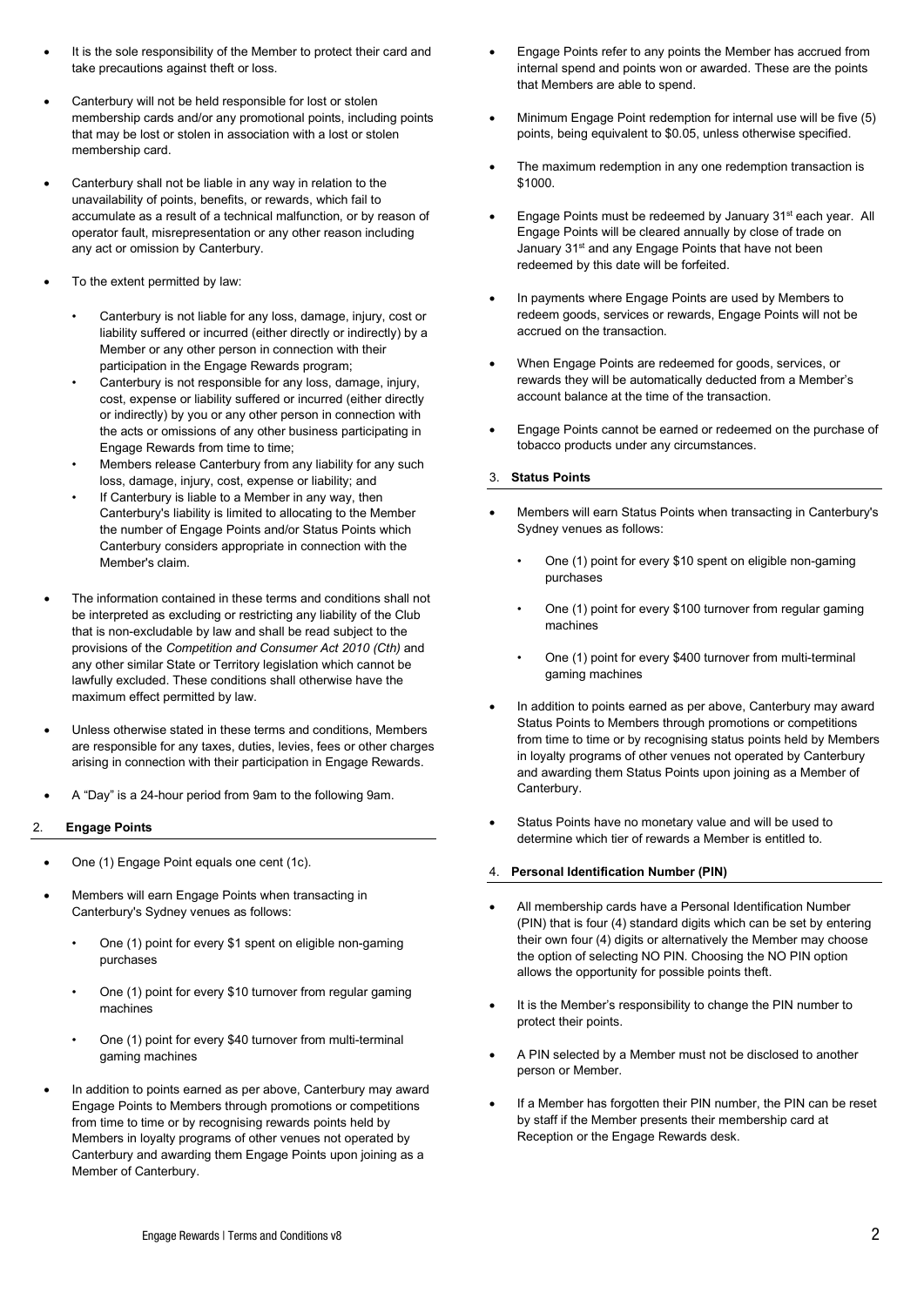- It is the sole responsibility of the Member to protect their card and take precautions against theft or loss.
- Canterbury will not be held responsible for lost or stolen membership cards and/or any promotional points, including points that may be lost or stolen in association with a lost or stolen membership card.
- Canterbury shall not be liable in any way in relation to the unavailability of points, benefits, or rewards, which fail to accumulate as a result of a technical malfunction, or by reason of operator fault, misrepresentation or any other reason including any act or omission by Canterbury.
- To the extent permitted by law:
  - Canterbury is not liable for any loss, damage, injury, cost or liability suffered or incurred (either directly or indirectly) by a Member or any other person in connection with their participation in the Engage Rewards program;
  - Canterbury is not responsible for any loss, damage, injury, cost, expense or liability suffered or incurred (either directly or indirectly) by you or any other person in connection with the acts or omissions of any other business participating in Engage Rewards from time to time;
  - Members release Canterbury from any liability for any such loss, damage, injury, cost, expense or liability; and
  - If Canterbury is liable to a Member in any way, then Canterbury's liability is limited to allocating to the Member the number of Engage Points and/or Status Points which Canterbury considers appropriate in connection with the Member's claim.
- The information contained in these terms and conditions shall not be interpreted as excluding or restricting any liability of the Club that is non-excludable by law and shall be read subject to the provisions of the *Competition and Consumer Act 2010 (Cth)* and any other similar State or Territory legislation which cannot be lawfully excluded. These conditions shall otherwise have the maximum effect permitted by law.
- Unless otherwise stated in these terms and conditions, Members are responsible for any taxes, duties, levies, fees or other charges arising in connection with their participation in Engage Rewards.
- A "Day" is a 24-hour period from 9am to the following 9am.

## 2. Engage Points

- One (1) Engage Point equals one cent (1c).
- Members will earn Engage Points when transacting in Canterbury's Sydney venues as follows:
  - One (1) point for every $1 spent on eligible non-gaming purchases
  - One (1) point for every $10 turnover from regular gaming machines
  - One (1) point for every $40 turnover from multi-terminal gaming machines
- In addition to points earned as per above, Canterbury may award Engage Points to Members through promotions or competitions from time to time or by recognising rewards points held by Members in loyalty programs of other venues not operated by Canterbury and awarding them Engage Points upon joining as a Member of Canterbury.
- Engage Points refer to any points the Member has accrued from internal spend and points won or awarded. These are the points that Members are able to spend.
- Minimum Engage Point redemption for internal use will be five (5) points, being equivalent to $0.05, unless otherwise specified.
- The maximum redemption in any one redemption transaction is $1000.
- Engage Points must be redeemed by January 31st each year. All Engage Points will be cleared annually by close of trade on January 31st and any Engage Points that have not been redeemed by this date will be forfeited.
- In payments where Engage Points are used by Members to redeem goods, services or rewards, Engage Points will not be accrued on the transaction.
- When Engage Points are redeemed for goods, services, or rewards they will be automatically deducted from a Member's account balance at the time of the transaction.
- Engage Points cannot be earned or redeemed on the purchase of tobacco products under any circumstances.

## 3. Status Points

- Members will earn Status Points when transacting in Canterbury's Sydney venues as follows:
  - One (1) point for every $10 spent on eligible non-gaming purchases
  - One (1) point for every $100 turnover from regular gaming machines
  - One (1) point for every $400 turnover from multi-terminal gaming machines
- In addition to points earned as per above, Canterbury may award Status Points to Members through promotions or competitions from time to time or by recognising status points held by Members in loyalty programs of other venues not operated by Canterbury and awarding them Status Points upon joining as a Member of Canterbury.
- Status Points have no monetary value and will be used to determine which tier of rewards a Member is entitled to.

## 4. Personal Identification Number (PIN)

- All membership cards have a Personal Identification Number (PIN) that is four (4) standard digits which can be set by entering their own four (4) digits or alternatively the Member may choose the option of selecting NO PIN. Choosing the NO PIN option allows the opportunity for possible points theft.
- It is the Member's responsibility to change the PIN number to protect their points.
- A PIN selected by a Member must not be disclosed to another person or Member.
- If a Member has forgotten their PIN number, the PIN can be reset by staff if the Member presents their membership card at Reception or the Engage Rewards desk.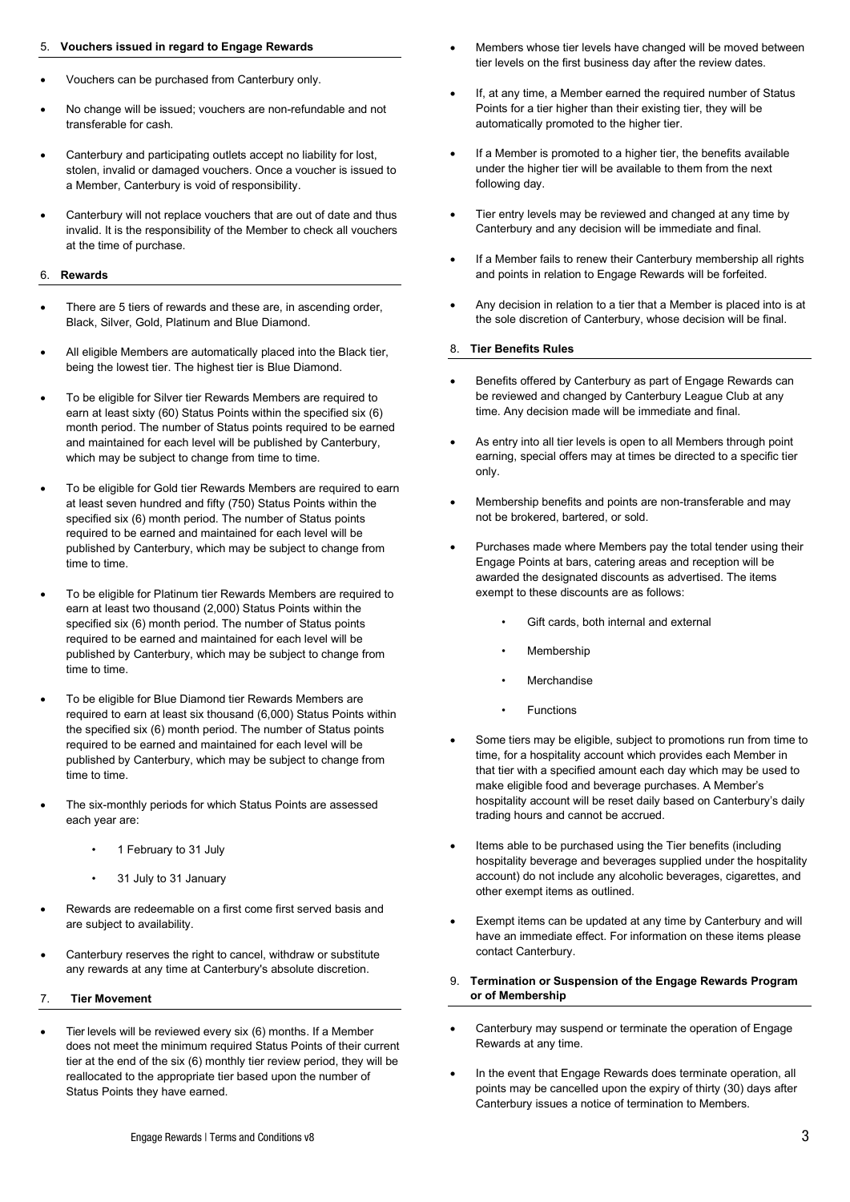## 5. **Vouchers issued in regard to Engage Rewards**

- Vouchers can be purchased from Canterbury only.
- No change will be issued; vouchers are non-refundable and not transferable for cash.
- Canterbury and participating outlets accept no liability for lost, stolen, invalid or damaged vouchers. Once a voucher is issued to a Member, Canterbury is void of responsibility.
- Canterbury will not replace vouchers that are out of date and thus invalid. It is the responsibility of the Member to check all vouchers at the time of purchase.

## 6. **Rewards**

- There are 5 tiers of rewards and these are, in ascending order, Black, Silver, Gold, Platinum and Blue Diamond.
- All eligible Members are automatically placed into the Black tier, being the lowest tier. The highest tier is Blue Diamond.
- To be eligible for Silver tier Rewards Members are required to earn at least sixty (60) Status Points within the specified six (6) month period. The number of Status points required to be earned and maintained for each level will be published by Canterbury, which may be subject to change from time to time.
- To be eligible for Gold tier Rewards Members are required to earn at least seven hundred and fifty (750) Status Points within the specified six (6) month period. The number of Status points required to be earned and maintained for each level will be published by Canterbury, which may be subject to change from time to time.
- To be eligible for Platinum tier Rewards Members are required to earn at least two thousand (2,000) Status Points within the specified six (6) month period. The number of Status points required to be earned and maintained for each level will be published by Canterbury, which may be subject to change from time to time.
- To be eligible for Blue Diamond tier Rewards Members are required to earn at least six thousand (6,000) Status Points within the specified six (6) month period. The number of Status points required to be earned and maintained for each level will be published by Canterbury, which may be subject to change from time to time.
- The six-monthly periods for which Status Points are assessed each year are:
    - 1 February to 31 July
    - 31 July to 31 January
- Rewards are redeemable on a first come first served basis and are subject to availability.
- Canterbury reserves the right to cancel, withdraw or substitute any rewards at any time at Canterbury's absolute discretion.

## 7. **Tier Movement**

- Tier levels will be reviewed every six (6) months. If a Member does not meet the minimum required Status Points of their current tier at the end of the six (6) monthly tier review period, they will be reallocated to the appropriate tier based upon the number of Status Points they have earned.
- Members whose tier levels have changed will be moved between tier levels on the first business day after the review dates.
- If, at any time, a Member earned the required number of Status Points for a tier higher than their existing tier, they will be automatically promoted to the higher tier.
- If a Member is promoted to a higher tier, the benefits available under the higher tier will be available to them from the next following day.
- Tier entry levels may be reviewed and changed at any time by Canterbury and any decision will be immediate and final.
- If a Member fails to renew their Canterbury membership all rights and points in relation to Engage Rewards will be forfeited.
- Any decision in relation to a tier that a Member is placed into is at the sole discretion of Canterbury, whose decision will be final.

## 8. **Tier Benefits Rules**

- Benefits offered by Canterbury as part of Engage Rewards can be reviewed and changed by Canterbury League Club at any time. Any decision made will be immediate and final.
- As entry into all tier levels is open to all Members through point earning, special offers may at times be directed to a specific tier only.
- Membership benefits and points are non-transferable and may not be brokered, bartered, or sold.
- Purchases made where Members pay the total tender using their Engage Points at bars, catering areas and reception will be awarded the designated discounts as advertised. The items exempt to these discounts are as follows:
    - Gift cards, both internal and external
    - Membership
    - Merchandise
    - Functions
- Some tiers may be eligible, subject to promotions run from time to time, for a hospitality account which provides each Member in that tier with a specified amount each day which may be used to make eligible food and beverage purchases. A Member's hospitality account will be reset daily based on Canterbury's daily trading hours and cannot be accrued.
- Items able to be purchased using the Tier benefits (including hospitality beverage and beverages supplied under the hospitality account) do not include any alcoholic beverages, cigarettes, and other exempt items as outlined.
- Exempt items can be updated at any time by Canterbury and will have an immediate effect. For information on these items please contact Canterbury.

## 9. **Termination or Suspension of the Engage Rewards Program or of Membership**

- Canterbury may suspend or terminate the operation of Engage Rewards at any time.
- In the event that Engage Rewards does terminate operation, all points may be cancelled upon the expiry of thirty (30) days after Canterbury issues a notice of termination to Members.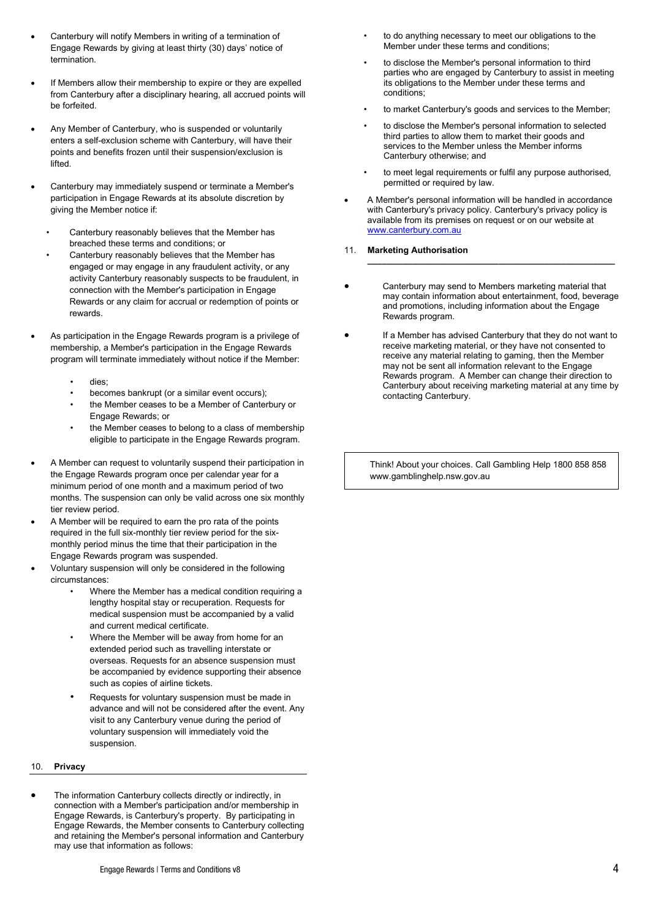- Canterbury will notify Members in writing of a termination of Engage Rewards by giving at least thirty (30) days' notice of termination.

- If Members allow their membership to expire or they are expelled from Canterbury after a disciplinary hearing, all accrued points will be forfeited.

- Any Member of Canterbury, who is suspended or voluntarily enters a self-exclusion scheme with Canterbury, will have their points and benefits frozen until their suspension/exclusion is lifted.

- Canterbury may immediately suspend or terminate a Member's participation in Engage Rewards at its absolute discretion by giving the Member notice if:
  - Canterbury reasonably believes that the Member has breached these terms and conditions; or
  - Canterbury reasonably believes that the Member has engaged or may engage in any fraudulent activity, or any activity Canterbury reasonably suspects to be fraudulent, in connection with the Member's participation in Engage Rewards or any claim for accrual or redemption of points or rewards.

- As participation in the Engage Rewards program is a privilege of membership, a Member's participation in the Engage Rewards program will terminate immediately without notice if the Member:
  - dies;
  - becomes bankrupt (or a similar event occurs);
  - the Member ceases to be a Member of Canterbury or Engage Rewards; or
  - the Member ceases to belong to a class of membership eligible to participate in the Engage Rewards program.

- A Member can request to voluntarily suspend their participation in the Engage Rewards program once per calendar year for a minimum period of one month and a maximum period of two months. The suspension can only be valid across one six monthly tier review period.
- A Member will be required to earn the pro rata of the points required in the full six-monthly tier review period for the six-monthly period minus the time that their participation in the Engage Rewards program was suspended.
- Voluntary suspension will only be considered in the following circumstances:
  - Where the Member has a medical condition requiring a lengthy hospital stay or recuperation. Requests for medical suspension must be accompanied by a valid and current medical certificate.
  - Where the Member will be away from home for an extended period such as travelling interstate or overseas. Requests for an absence suspension must be accompanied by evidence supporting their absence such as copies of airline tickets.
  - Requests for voluntary suspension must be made in advance and will not be considered after the event. Any visit to any Canterbury venue during the period of voluntary suspension will immediately void the suspension.

## 10. Privacy

- The information Canterbury collects directly or indirectly, in connection with a Member's participation and/or membership in Engage Rewards, is Canterbury's property. By participating in Engage Rewards, the Member consents to Canterbury collecting and retaining the Member's personal information and Canterbury may use that information as follows:
  - to do anything necessary to meet our obligations to the Member under these terms and conditions;
  - to disclose the Member's personal information to third parties who are engaged by Canterbury to assist in meeting its obligations to the Member under these terms and conditions;
  - to market Canterbury's goods and services to the Member;
  - to disclose the Member's personal information to selected third parties to allow them to market their goods and services to the Member unless the Member informs Canterbury otherwise; and
  - to meet legal requirements or fulfil any purpose authorised, permitted or required by law.
- A Member's personal information will be handled in accordance with Canterbury's privacy policy. Canterbury's privacy policy is available from its premises on request or on our website at www.canterbury.com.au

## 11. Marketing Authorisation

- Canterbury may send to Members marketing material that may contain information about entertainment, food, beverage and promotions, including information about the Engage Rewards program.

- If a Member has advised Canterbury that they do not want to receive marketing material, or they have not consented to receive any material relating to gaming, then the Member may not be sent all information relevant to the Engage Rewards program. A Member can change their direction to Canterbury about receiving marketing material at any time by contacting Canterbury.

Think! About your choices. Call Gambling Help 1800 858 858
www.gamblinghelp.nsw.gov.au